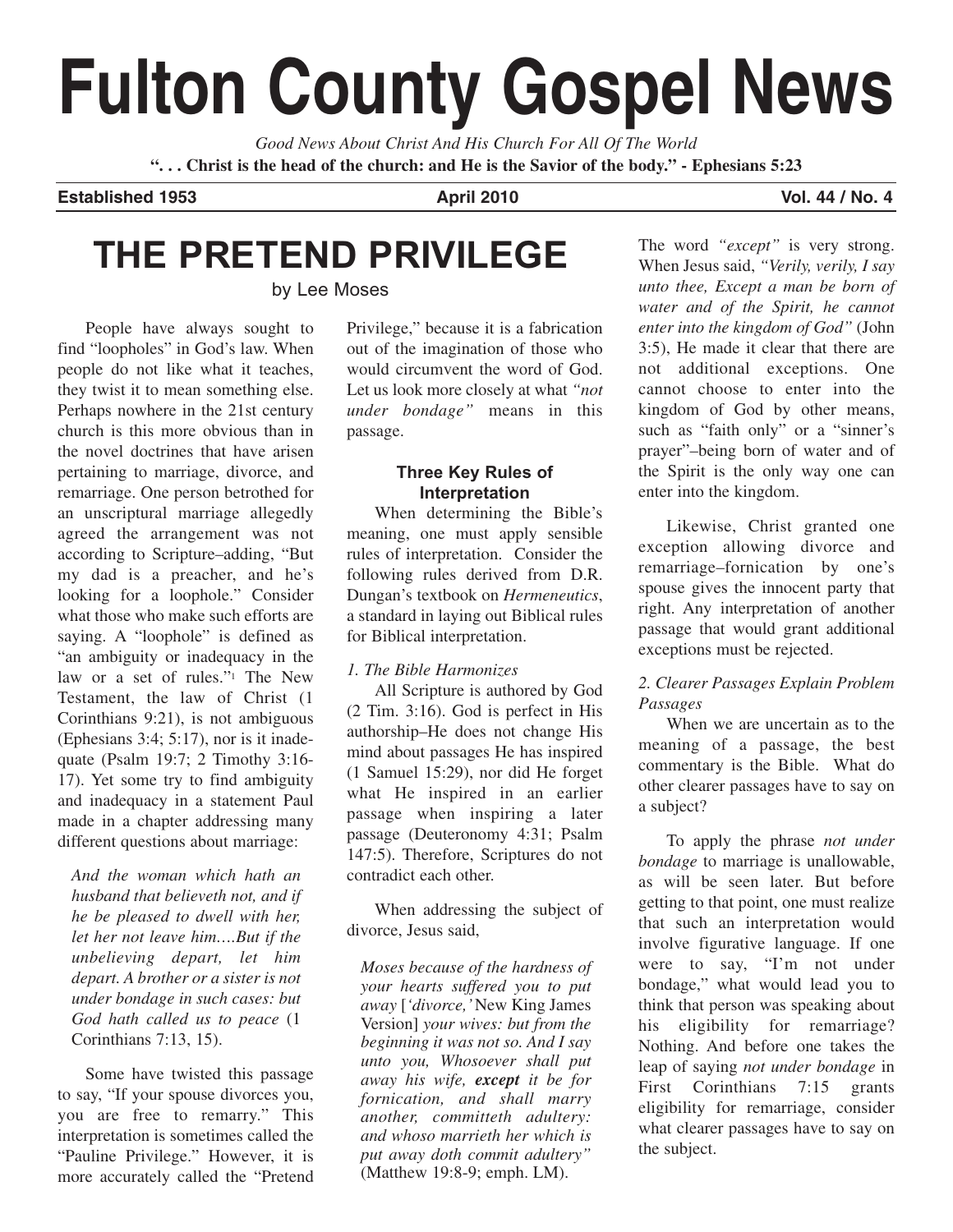# Fulton County Gospel News

*Good News About Christ And His Church For All Of The World*

**". . . Christ is the head of the church: and He is the Savior of the body." - Ephesians 5:23**

**Established 1953** | **April 2010** | **Vol. 44 / No. 4**

## THE PRETEND PRIVILEGE

by Lee Moses

People have always sought to find "loopholes" in God's law. When people do not like what it teaches, they twist it to mean something else. Perhaps nowhere in the 21st century church is this more obvious than in the novel doctrines that have arisen pertaining to marriage, divorce, and remarriage. One person betrothed for an unscriptural marriage allegedly agreed the arrangement was not according to Scripture–adding, "But my dad is a preacher, and he's looking for a loophole." Consider what those who make such efforts are saying. A "loophole" is defined as "an ambiguity or inadequacy in the law or a set of rules."[1] The New Testament, the law of Christ (1 Corinthians 9:21), is not ambiguous (Ephesians 3:4; 5:17), nor is it inadequate (Psalm 19:7; 2 Timothy 3:16-17). Yet some try to find ambiguity and inadequacy in a statement Paul made in a chapter addressing many different questions about marriage:

> *And the woman which hath an husband that believeth not, and if he be pleased to dwell with her, let her not leave him....But if the unbelieving depart, let him depart. A brother or a sister is not under bondage in such cases: but God hath called us to peace* (1 Corinthians 7:13, 15).

Some have twisted this passage to say, "If your spouse divorces you, you are free to remarry." This interpretation is sometimes called the "Pauline Privilege." However, it is more accurately called the "Pretend Privilege," because it is a fabrication out of the imagination of those who would circumvent the word of God. Let us look more closely at what *"not under bondage"* means in this passage.

### Three Key Rules of Interpretation

When determining the Bible's meaning, one must apply sensible rules of interpretation. Consider the following rules derived from D.R. Dungan's textbook on *Hermeneutics*, a standard in laying out Biblical rules for Biblical interpretation.

*1. The Bible Harmonizes*

All Scripture is authored by God (2 Tim. 3:16). God is perfect in His authorship–He does not change His mind about passages He has inspired (1 Samuel 15:29), nor did He forget what He inspired in an earlier passage when inspiring a later passage (Deuteronomy 4:31; Psalm 147:5). Therefore, Scriptures do not contradict each other.

When addressing the subject of divorce, Jesus said,

> *Moses because of the hardness of your hearts suffered you to put away* [*'divorce,'* New King James Version] *your wives: but from the beginning it was not so. And I say unto you, Whosoever shall put away his wife,* ***except*** *it be for fornication, and shall marry another, committeth adultery: and whoso marrieth her which is put away doth commit adultery"* (Matthew 19:8-9; emph. LM).

The word *"except"* is very strong. When Jesus said, *"Verily, verily, I say unto thee, Except a man be born of water and of the Spirit, he cannot enter into the kingdom of God"* (John 3:5), He made it clear that there are not additional exceptions. One cannot choose to enter into the kingdom of God by other means, such as "faith only" or a "sinner's prayer"–being born of water and of the Spirit is the only way one can enter into the kingdom.

Likewise, Christ granted one exception allowing divorce and remarriage–fornication by one's spouse gives the innocent party that right. Any interpretation of another passage that would grant additional exceptions must be rejected.

*2. Clearer Passages Explain Problem Passages*

When we are uncertain as to the meaning of a passage, the best commentary is the Bible. What do other clearer passages have to say on a subject?

To apply the phrase *not under bondage* to marriage is unallowable, as will be seen later. But before getting to that point, one must realize that such an interpretation would involve figurative language. If one were to say, "I'm not under bondage," what would lead you to think that person was speaking about his eligibility for remarriage? Nothing. And before one takes the leap of saying *not under bondage* in First Corinthians 7:15 grants eligibility for remarriage, consider what clearer passages have to say on the subject.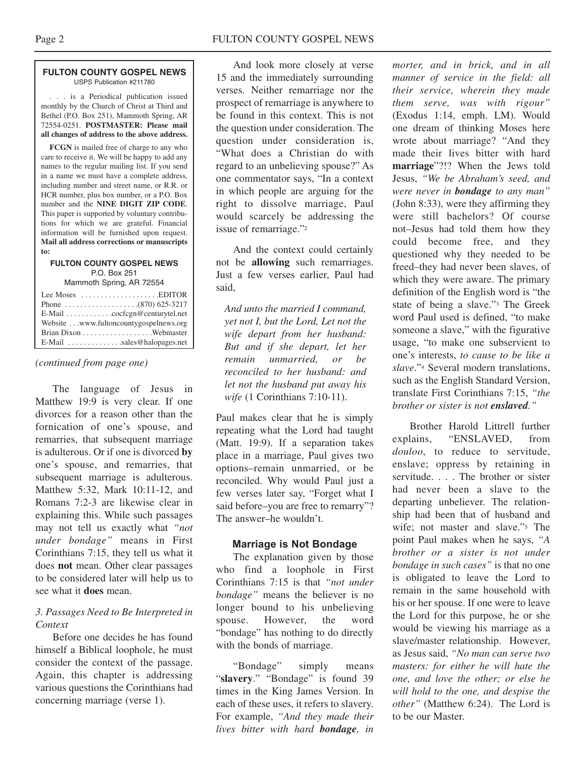**FULTON COUNTY GOSPEL NEWS**
USPS Publication #211780

. . . is a Periodical publication issued monthly by the Church of Christ at Third and Bethel (P.O. Box 251), Mammoth Spring, AR 72554-0251. **POSTMASTER: Please mail all changes of address to the above address.**

**FCGN** is mailed free of charge to any who care to receive it. We will be happy to add any names to the regular mailing list. If you send in a name we must have a complete address, including number and street name, or R.R. or HCR number, plus box number, or a P.O. Box number and the **NINE DIGIT ZIP CODE**. This paper is supported by voluntary contributions for which we are grateful. Financial information will be furnished upon request. **Mail all address corrections or manuscripts to:**

**FULTON COUNTY GOSPEL NEWS**
P.O. Box 251
Mammoth Spring, AR 72554

Lee Moses . . . . . . . . . . . . . . . . . . . .EDITOR
Phone . . . . . . . . . . . . . . . . . . .(870) 625-3217
E-Mail . . . . . . . . . . . .cocfcgn@centurytel.net
Website . . .www.fultoncountygospelnews.org
Brian Dixon . . . . . . . . . . . . . . . . . .Webmaster
E-Mail . . . . . . . . . . . . . .sales@halopages.net

*(continued from page one)*

The language of Jesus in Matthew 19:9 is very clear. If one divorces for a reason other than the fornication of one's spouse, and remarries, that subsequent marriage is adulterous. Or if one is divorced **by** one's spouse, and remarries, that subsequent marriage is adulterous. Matthew 5:32, Mark 10:11-12, and Romans 7:2-3 are likewise clear in explaining this. While such passages may not tell us exactly what *"not under bondage"* means in First Corinthians 7:15, they tell us what it does **not** mean. Other clear passages to be considered later will help us to see what it **does** mean.

*3. Passages Need to Be Interpreted in Context*

Before one decides he has found himself a Biblical loophole, he must consider the context of the passage. Again, this chapter is addressing various questions the Corinthians had concerning marriage (verse 1).

And look more closely at verse 15 and the immediately surrounding verses. Neither remarriage nor the prospect of remarriage is anywhere to be found in this context. This is not the question under consideration. The question under consideration is, "What does a Christian do with regard to an unbelieving spouse?" As one commentator says, "In a context in which people are arguing for the right to dissolve marriage, Paul would scarcely be addressing the issue of remarriage."[2]

And the context could certainly not be **allowing** such remarriages. Just a few verses earlier, Paul had said,

> *And unto the married I command, yet not I, but the Lord, Let not the wife depart from her husband: But and if she depart, let her remain unmarried, or be reconciled to her husband: and let not the husband put away his wife* (1 Corinthians 7:10-11).

Paul makes clear that he is simply repeating what the Lord had taught (Matt. 19:9). If a separation takes place in a marriage, Paul gives two options–remain unmarried, or be reconciled. Why would Paul just a few verses later say, "Forget what I said before–you are free to remarry"? The answer–he wouldn't.

### Marriage is Not Bondage

The explanation given by those who find a loophole in First Corinthians 7:15 is that *"not under bondage"* means the believer is no longer bound to his unbelieving spouse. However, the word "bondage" has nothing to do directly with the bonds of marriage.

"Bondage" simply means "**slavery**." "Bondage" is found 39 times in the King James Version. In each of these uses, it refers to slavery. For example, *"And they made their lives bitter with hard **bondage**, in morter, and in brick, and in all manner of service in the field: all their service, wherein they made them serve, was with rigour"* (Exodus 1:14, emph. LM). Would one dream of thinking Moses here wrote about marriage? "And they made their lives bitter with hard **marriage**"?!? When the Jews told Jesus, *"We be Abraham's seed, and were never in **bondage** to any man"* (John 8:33), were they affirming they were still bachelors? Of course not–Jesus had told them how they could become free, and they questioned why they needed to be freed–they had never been slaves, of which they were aware. The primary definition of the English word is "the state of being a slave."[3] The Greek word Paul used is defined, "to make someone a slave," with the figurative usage, "to make one subservient to one's interests, *to cause to be like a slave*."[4] Several modern translations, such as the English Standard Version, translate First Corinthians 7:15, *"the brother or sister is not **enslaved**."*

Brother Harold Littrell further explains, "ENSLAVED, from *douloo*, to reduce to servitude, enslave; oppress by retaining in servitude. . . . The brother or sister had never been a slave to the departing unbeliever. The relationship had been that of husband and wife; not master and slave."[5] The point Paul makes when he says, *"A brother or a sister is not under bondage in such cases"* is that no one is obligated to leave the Lord to remain in the same household with his or her spouse. If one were to leave the Lord for this purpose, he or she would be viewing his marriage as a slave/master relationship. However, as Jesus said, *"No man can serve two masters: for either he will hate the one, and love the other; or else he will hold to the one, and despise the other"* (Matthew 6:24). The Lord is to be our Master.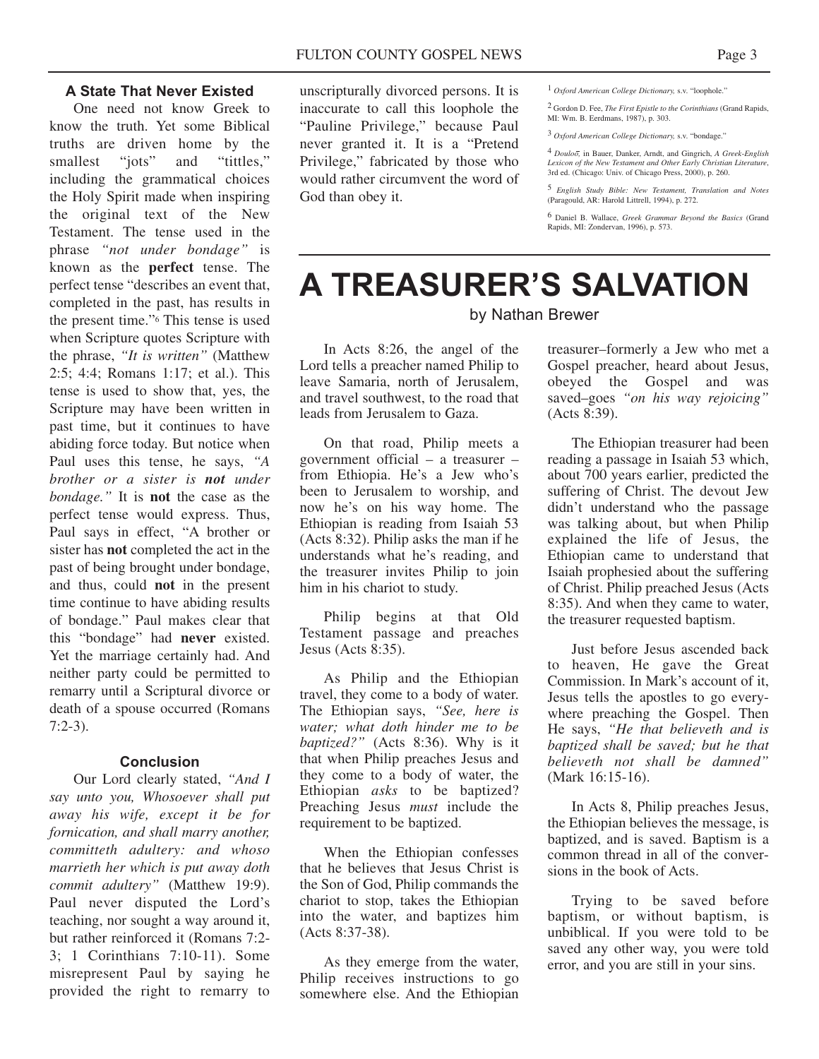### A State That Never Existed

One need not know Greek to know the truth. Yet some Biblical truths are driven home by the smallest "jots" and "tittles," including the grammatical choices the Holy Spirit made when inspiring the original text of the New Testament. The tense used in the phrase *"not under bondage"* is known as the **perfect** tense. The perfect tense "describes an event that, completed in the past, has results in the present time."[6] This tense is used when Scripture quotes Scripture with the phrase, *"It is written"* (Matthew 2:5; 4:4; Romans 1:17; et al.). This tense is used to show that, yes, the Scripture may have been written in past time, but it continues to have abiding force today. But notice when Paul uses this tense, he says, *"A brother or a sister is **not** under bondage."* It is **not** the case as the perfect tense would express. Thus, Paul says in effect, "A brother or sister has **not** completed the act in the past of being brought under bondage, and thus, could **not** in the present time continue to have abiding results of bondage." Paul makes clear that this "bondage" had **never** existed. Yet the marriage certainly had. And neither party could be permitted to remarry until a Scriptural divorce or death of a spouse occurred (Romans 7:2-3).

### Conclusion

Our Lord clearly stated, *"And I say unto you, Whosoever shall put away his wife, except it be for fornication, and shall marry another, committeth adultery: and whoso marrieth her which is put away doth commit adultery"* (Matthew 19:9). Paul never disputed the Lord's teaching, nor sought a way around it, but rather reinforced it (Romans 7:2-3; 1 Corinthians 7:10-11). Some misrepresent Paul by saying he provided the right to remarry to unscripturally divorced persons. It is inaccurate to call this loophole the "Pauline Privilege," because Paul never granted it. It is a "Pretend Privilege," fabricated by those who would rather circumvent the word of God than obey it.

[1] *Oxford American College Dictionary,* s.v. "loophole."

[2] Gordon D. Fee, *The First Epistle to the Corinthians* (Grand Rapids, MI: Wm. B. Eerdmans, 1987), p. 303.

[3] *Oxford American College Dictionary,* s.v. "bondage."

[4] *Douloō,* in Bauer, Danker, Arndt, and Gingrich, *A Greek-English Lexicon of the New Testament and Other Early Christian Literature*, 3rd ed. (Chicago: Univ. of Chicago Press, 2000), p. 260.

[5] *English Study Bible: New Testament, Translation and Notes* (Paragould, AR: Harold Littrell, 1994), p. 272.

[6] Daniel B. Wallace, *Greek Grammar Beyond the Basics* (Grand Rapids, MI: Zondervan, 1996), p. 573.

# A TREASURER'S SALVATION

by Nathan Brewer

In Acts 8:26, the angel of the Lord tells a preacher named Philip to leave Samaria, north of Jerusalem, and travel southwest, to the road that leads from Jerusalem to Gaza.

On that road, Philip meets a government official – a treasurer – from Ethiopia. He's a Jew who's been to Jerusalem to worship, and now he's on his way home. The Ethiopian is reading from Isaiah 53 (Acts 8:32). Philip asks the man if he understands what he's reading, and the treasurer invites Philip to join him in his chariot to study.

Philip begins at that Old Testament passage and preaches Jesus (Acts 8:35).

As Philip and the Ethiopian travel, they come to a body of water. The Ethiopian says, *"See, here is water; what doth hinder me to be baptized?"* (Acts 8:36). Why is it that when Philip preaches Jesus and they come to a body of water, the Ethiopian *asks* to be baptized? Preaching Jesus *must* include the requirement to be baptized.

When the Ethiopian confesses that he believes that Jesus Christ is the Son of God, Philip commands the chariot to stop, takes the Ethiopian into the water, and baptizes him (Acts 8:37-38).

As they emerge from the water, Philip receives instructions to go somewhere else. And the Ethiopian treasurer–formerly a Jew who met a Gospel preacher, heard about Jesus, obeyed the Gospel and was saved–goes *"on his way rejoicing"* (Acts 8:39).

The Ethiopian treasurer had been reading a passage in Isaiah 53 which, about 700 years earlier, predicted the suffering of Christ. The devout Jew didn't understand who the passage was talking about, but when Philip explained the life of Jesus, the Ethiopian came to understand that Isaiah prophesied about the suffering of Christ. Philip preached Jesus (Acts 8:35). And when they came to water, the treasurer requested baptism.

Just before Jesus ascended back to heaven, He gave the Great Commission. In Mark's account of it, Jesus tells the apostles to go everywhere preaching the Gospel. Then He says, *"He that believeth and is baptized shall be saved; but he that believeth not shall be damned"* (Mark 16:15-16).

In Acts 8, Philip preaches Jesus, the Ethiopian believes the message, is baptized, and is saved. Baptism is a common thread in all of the conversions in the book of Acts.

Trying to be saved before baptism, or without baptism, is unbiblical. If you were told to be saved any other way, you were told error, and you are still in your sins.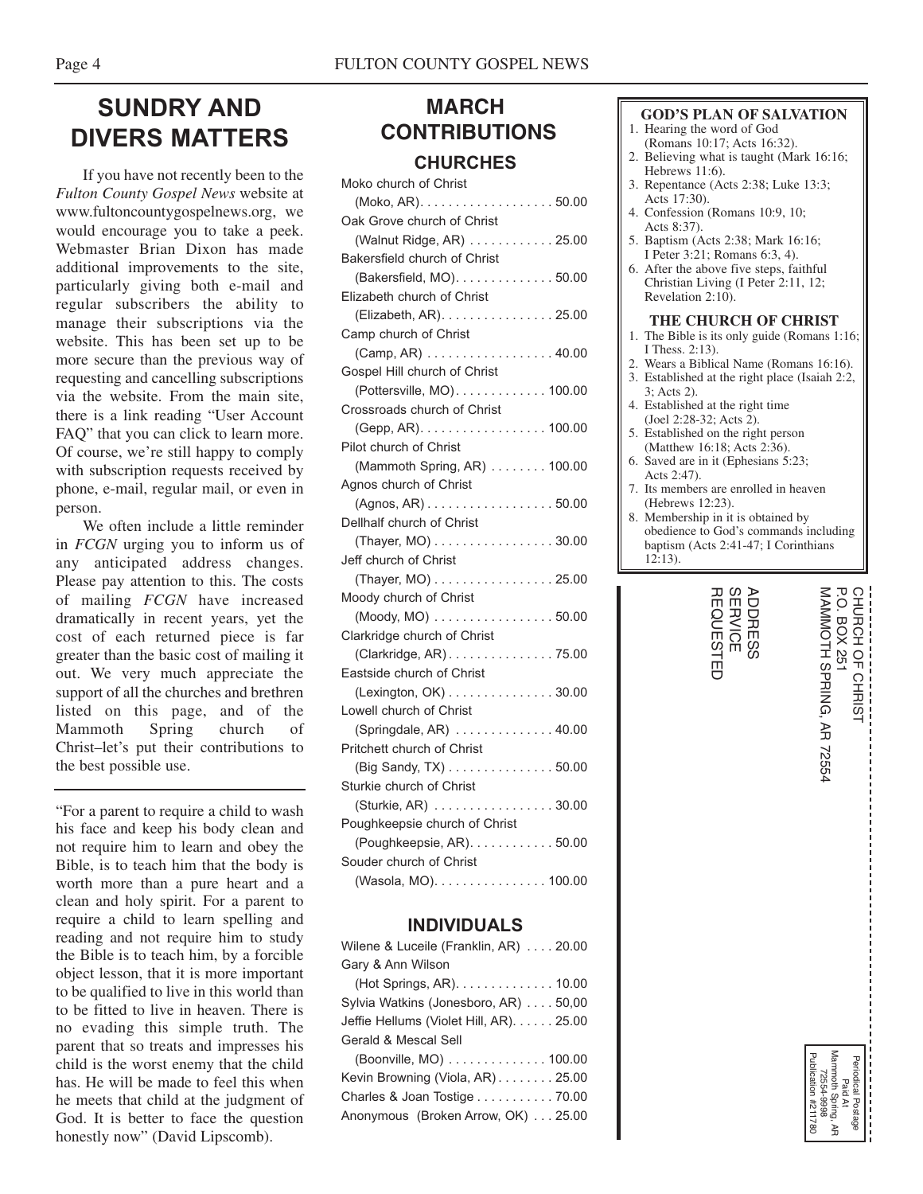# SUNDRY AND DIVERS MATTERS

If you have not recently been to the *Fulton County Gospel News* website at www.fultoncountygospelnews.org, we would encourage you to take a peek. Webmaster Brian Dixon has made additional improvements to the site, particularly giving both e-mail and regular subscribers the ability to manage their subscriptions via the website. This has been set up to be more secure than the previous way of requesting and cancelling subscriptions via the website. From the main site, there is a link reading "User Account FAQ" that you can click to learn more. Of course, we're still happy to comply with subscription requests received by phone, e-mail, regular mail, or even in person.

We often include a little reminder in *FCGN* urging you to inform us of any anticipated address changes. Please pay attention to this. The costs of mailing *FCGN* have increased dramatically in recent years, yet the cost of each returned piece is far greater than the basic cost of mailing it out. We very much appreciate the support of all the churches and brethren listed on this page, and of the Mammoth Spring church of Christ–let's put their contributions to the best possible use.

---

"For a parent to require a child to wash his face and keep his body clean and not require him to learn and obey the Bible, is to teach him that the body is worth more than a pure heart and a clean and holy spirit. For a parent to require a child to learn spelling and reading and not require him to study the Bible is to teach him, by a forcible object lesson, that it is more important to be qualified to live in this world than to be fitted to live in heaven. There is no evading this simple truth. The parent that so treats and impresses his child is the worst enemy that the child has. He will be made to feel this when he meets that child at the judgment of God. It is better to face the question honestly now" (David Lipscomb).

# MARCH CONTRIBUTIONS

## CHURCHES

Moko church of Christ (Moko, AR) . . . 50.00
Oak Grove church of Christ (Walnut Ridge, AR) . . . 25.00
Bakersfield church of Christ (Bakersfield, MO) . . . 50.00
Elizabeth church of Christ (Elizabeth, AR) . . . 25.00
Camp church of Christ (Camp, AR) . . . 40.00
Gospel Hill church of Christ (Pottersville, MO) . . . 100.00
Crossroads church of Christ (Gepp, AR) . . . 100.00
Pilot church of Christ (Mammoth Spring, AR) . . . 100.00
Agnos church of Christ (Agnos, AR) . . . 50.00
Dellhalf church of Christ (Thayer, MO) . . . 30.00
Jeff church of Christ (Thayer, MO) . . . 25.00
Moody church of Christ (Moody, MO) . . . 50.00
Clarkridge church of Christ (Clarkridge, AR) . . . 75.00
Eastside church of Christ (Lexington, OK) . . . 30.00
Lowell church of Christ (Springdale, AR) . . . 40.00
Pritchett church of Christ (Big Sandy, TX) . . . 50.00
Sturkie church of Christ (Sturkie, AR) . . . 30.00
Poughkeepsie church of Christ (Poughkeepsie, AR) . . . 50.00
Souder church of Christ (Wasola, MO) . . . 100.00

## INDIVIDUALS

Wilene & Luceile (Franklin, AR) . . . 20.00
Gary & Ann Wilson (Hot Springs, AR) . . . 10.00
Sylvia Watkins (Jonesboro, AR) . . . 50,00
Jeffie Hellums (Violet Hill, AR) . . . 25.00
Gerald & Mescal Sell (Boonville, MO) . . . 100.00
Kevin Browning (Viola, AR) . . . 25.00
Charles & Joan Tostige . . . 70.00
Anonymous (Broken Arrow, OK) . . . 25.00

### GOD'S PLAN OF SALVATION

1. Hearing the word of God (Romans 10:17; Acts 16:32).
2. Believing what is taught (Mark 16:16; Hebrews 11:6).
3. Repentance (Acts 2:38; Luke 13:3; Acts 17:30).
4. Confession (Romans 10:9, 10; Acts 8:37).
5. Baptism (Acts 2:38; Mark 16:16; I Peter 3:21; Romans 6:3, 4).
6. After the above five steps, faithful Christian Living (I Peter 2:11, 12; Revelation 2:10).

### THE CHURCH OF CHRIST

1. The Bible is its only guide (Romans 1:16; I Thess. 2:13).
2. Wears a Biblical Name (Romans 16:16).
3. Established at the right place (Isaiah 2:2, 3; Acts 2).
4. Established at the right time (Joel 2:28-32; Acts 2).
5. Established on the right person (Matthew 16:18; Acts 2:36).
6. Saved are in it (Ephesians 5:23; Acts 2:47).
7. Its members are enrolled in heaven (Hebrews 12:23).
8. Membership in it is obtained by obedience to God's commands including baptism (Acts 2:41-47; I Corinthians 12:13).

CHURCH OF CHRIST
P.O. BOX 251
MAMMOTH SPRING, AR 72554

ADDRESS SERVICE REQUESTED

Periodical Postage Paid At Mammoth Spring, AR 72554-9998 Publication #211780